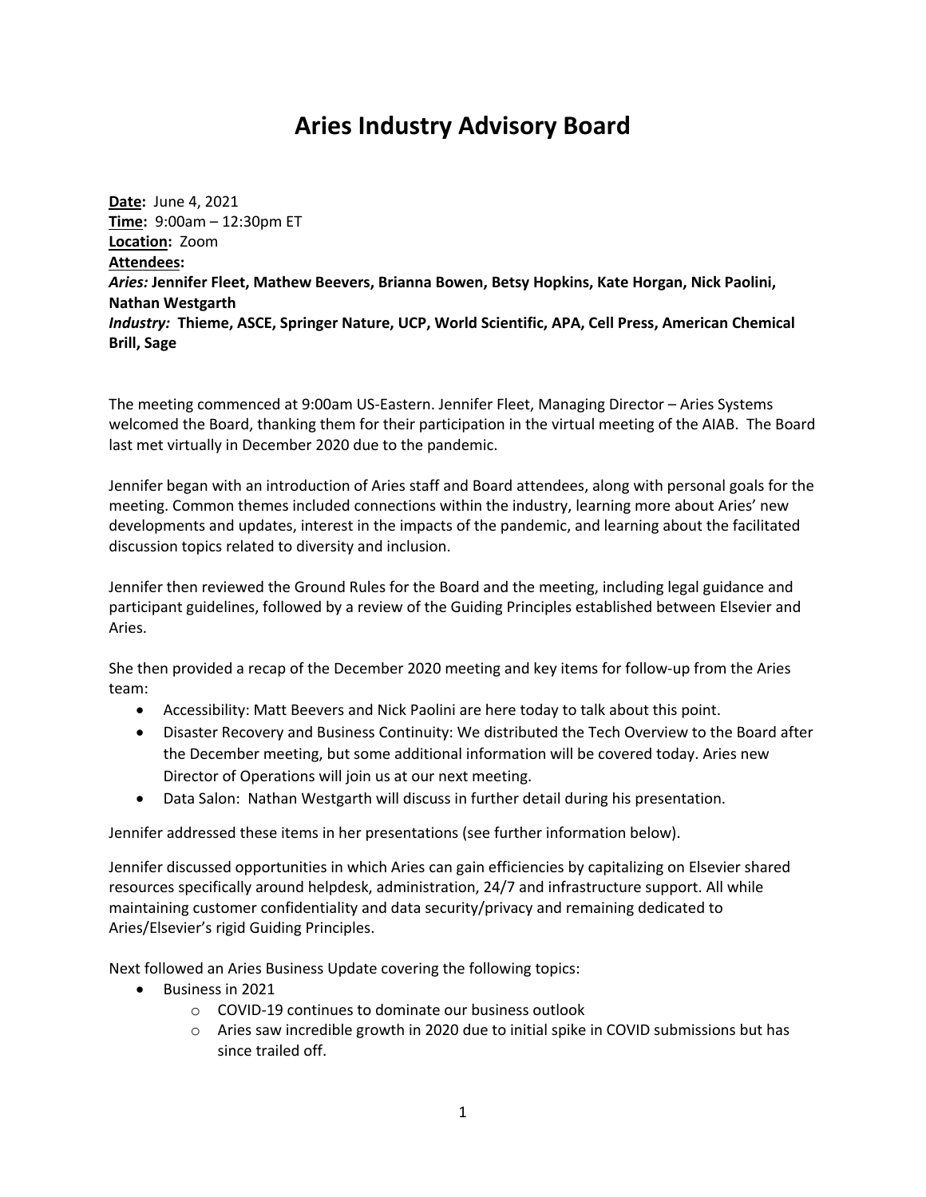# Aries Industry Advisory Board

**Date:** June 4, 2021
**Time:** 9:00am – 12:30pm ET
**Location:** Zoom
**Attendees:**
***Aries:*** **Jennifer Fleet, Mathew Beevers, Brianna Bowen, Betsy Hopkins, Kate Horgan, Nick Paolini, Nathan Westgarth**
***Industry:*** **Thieme, ASCE, Springer Nature, UCP, World Scientific, APA, Cell Press, American Chemical Brill, Sage**

The meeting commenced at 9:00am US-Eastern. Jennifer Fleet, Managing Director – Aries Systems welcomed the Board, thanking them for their participation in the virtual meeting of the AIAB. The Board last met virtually in December 2020 due to the pandemic.

Jennifer began with an introduction of Aries staff and Board attendees, along with personal goals for the meeting. Common themes included connections within the industry, learning more about Aries' new developments and updates, interest in the impacts of the pandemic, and learning about the facilitated discussion topics related to diversity and inclusion.

Jennifer then reviewed the Ground Rules for the Board and the meeting, including legal guidance and participant guidelines, followed by a review of the Guiding Principles established between Elsevier and Aries.

She then provided a recap of the December 2020 meeting and key items for follow-up from the Aries team:

- Accessibility: Matt Beevers and Nick Paolini are here today to talk about this point.
- Disaster Recovery and Business Continuity: We distributed the Tech Overview to the Board after the December meeting, but some additional information will be covered today. Aries new Director of Operations will join us at our next meeting.
- Data Salon: Nathan Westgarth will discuss in further detail during his presentation.

Jennifer addressed these items in her presentations (see further information below).

Jennifer discussed opportunities in which Aries can gain efficiencies by capitalizing on Elsevier shared resources specifically around helpdesk, administration, 24/7 and infrastructure support. All while maintaining customer confidentiality and data security/privacy and remaining dedicated to Aries/Elsevier's rigid Guiding Principles.

Next followed an Aries Business Update covering the following topics:

- Business in 2021
  - COVID-19 continues to dominate our business outlook
  - Aries saw incredible growth in 2020 due to initial spike in COVID submissions but has since trailed off.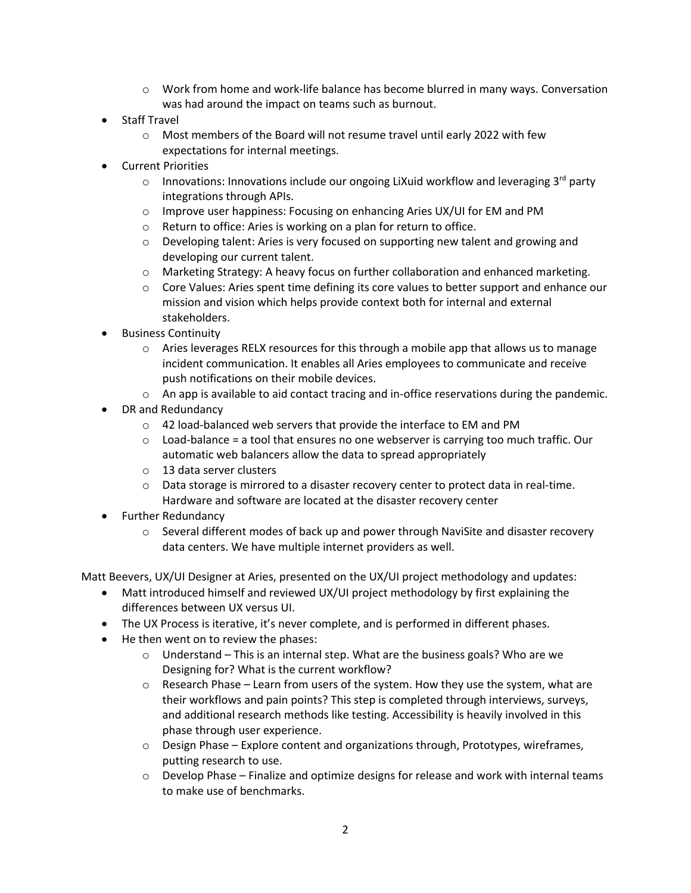- Work from home and work-life balance has become blurred in many ways. Conversation was had around the impact on teams such as burnout.
- Staff Travel
  - Most members of the Board will not resume travel until early 2022 with few expectations for internal meetings.
- Current Priorities
  - Innovations: Innovations include our ongoing LiXuid workflow and leveraging 3rd party integrations through APIs.
  - Improve user happiness: Focusing on enhancing Aries UX/UI for EM and PM
  - Return to office: Aries is working on a plan for return to office.
  - Developing talent: Aries is very focused on supporting new talent and growing and developing our current talent.
  - Marketing Strategy: A heavy focus on further collaboration and enhanced marketing.
  - Core Values: Aries spent time defining its core values to better support and enhance our mission and vision which helps provide context both for internal and external stakeholders.
- Business Continuity
  - Aries leverages RELX resources for this through a mobile app that allows us to manage incident communication. It enables all Aries employees to communicate and receive push notifications on their mobile devices.
  - An app is available to aid contact tracing and in-office reservations during the pandemic.
- DR and Redundancy
  - 42 load-balanced web servers that provide the interface to EM and PM
  - Load-balance = a tool that ensures no one webserver is carrying too much traffic. Our automatic web balancers allow the data to spread appropriately
  - 13 data server clusters
  - Data storage is mirrored to a disaster recovery center to protect data in real-time. Hardware and software are located at the disaster recovery center
- Further Redundancy
  - Several different modes of back up and power through NaviSite and disaster recovery data centers. We have multiple internet providers as well.

Matt Beevers, UX/UI Designer at Aries, presented on the UX/UI project methodology and updates:

- Matt introduced himself and reviewed UX/UI project methodology by first explaining the differences between UX versus UI.
- The UX Process is iterative, it's never complete, and is performed in different phases.
- He then went on to review the phases:
  - Understand – This is an internal step. What are the business goals? Who are we Designing for? What is the current workflow?
  - Research Phase – Learn from users of the system. How they use the system, what are their workflows and pain points? This step is completed through interviews, surveys, and additional research methods like testing. Accessibility is heavily involved in this phase through user experience.
  - Design Phase – Explore content and organizations through, Prototypes, wireframes, putting research to use.
  - Develop Phase – Finalize and optimize designs for release and work with internal teams to make use of benchmarks.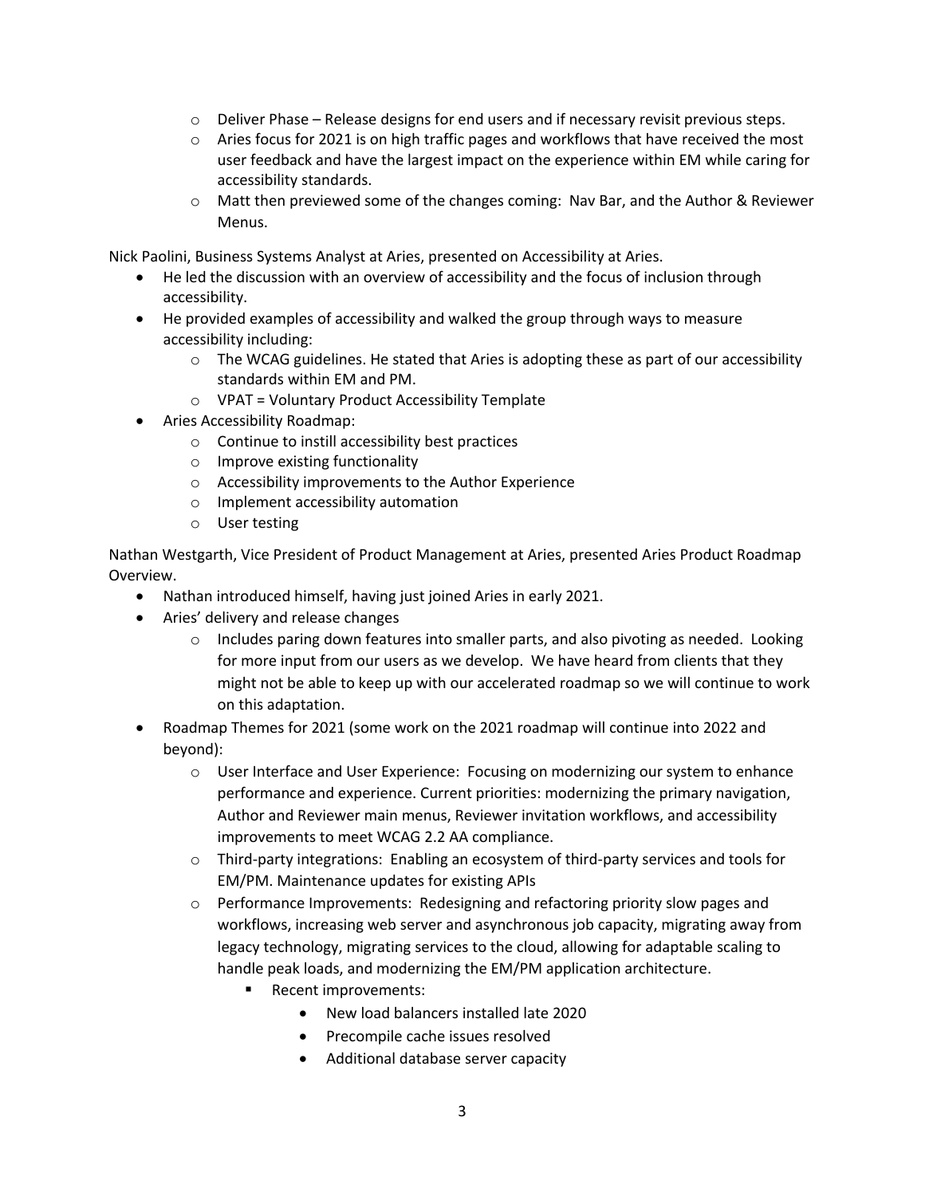- Deliver Phase – Release designs for end users and if necessary revisit previous steps.
  - Aries focus for 2021 is on high traffic pages and workflows that have received the most user feedback and have the largest impact on the experience within EM while caring for accessibility standards.
  - Matt then previewed some of the changes coming: Nav Bar, and the Author & Reviewer Menus.

Nick Paolini, Business Systems Analyst at Aries, presented on Accessibility at Aries.

- He led the discussion with an overview of accessibility and the focus of inclusion through accessibility.
- He provided examples of accessibility and walked the group through ways to measure accessibility including:
  - The WCAG guidelines. He stated that Aries is adopting these as part of our accessibility standards within EM and PM.
  - VPAT = Voluntary Product Accessibility Template
- Aries Accessibility Roadmap:
  - Continue to instill accessibility best practices
  - Improve existing functionality
  - Accessibility improvements to the Author Experience
  - Implement accessibility automation
  - User testing

Nathan Westgarth, Vice President of Product Management at Aries, presented Aries Product Roadmap Overview.

- Nathan introduced himself, having just joined Aries in early 2021.
- Aries' delivery and release changes
  - Includes paring down features into smaller parts, and also pivoting as needed. Looking for more input from our users as we develop. We have heard from clients that they might not be able to keep up with our accelerated roadmap so we will continue to work on this adaptation.
- Roadmap Themes for 2021 (some work on the 2021 roadmap will continue into 2022 and beyond):
  - User Interface and User Experience: Focusing on modernizing our system to enhance performance and experience. Current priorities: modernizing the primary navigation, Author and Reviewer main menus, Reviewer invitation workflows, and accessibility improvements to meet WCAG 2.2 AA compliance.
  - Third-party integrations: Enabling an ecosystem of third-party services and tools for EM/PM. Maintenance updates for existing APIs
  - Performance Improvements: Redesigning and refactoring priority slow pages and workflows, increasing web server and asynchronous job capacity, migrating away from legacy technology, migrating services to the cloud, allowing for adaptable scaling to handle peak loads, and modernizing the EM/PM application architecture.
    - Recent improvements:
      - New load balancers installed late 2020
      - Precompile cache issues resolved
      - Additional database server capacity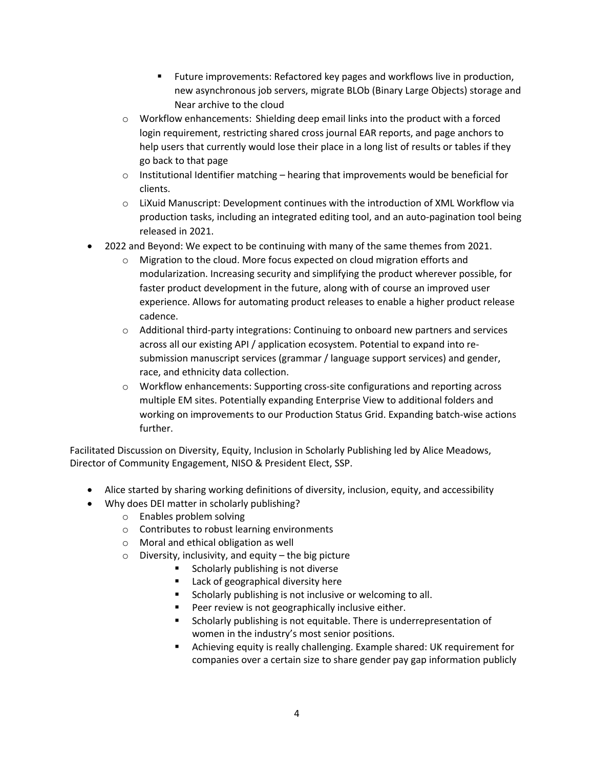- Future improvements: Refactored key pages and workflows live in production, new asynchronous job servers, migrate BLOb (Binary Large Objects) storage and Near archive to the cloud
    - Workflow enhancements: Shielding deep email links into the product with a forced login requirement, restricting shared cross journal EAR reports, and page anchors to help users that currently would lose their place in a long list of results or tables if they go back to that page
    - Institutional Identifier matching – hearing that improvements would be beneficial for clients.
    - LiXuid Manuscript: Development continues with the introduction of XML Workflow via production tasks, including an integrated editing tool, and an auto-pagination tool being released in 2021.
- 2022 and Beyond: We expect to be continuing with many of the same themes from 2021.
    - Migration to the cloud. More focus expected on cloud migration efforts and modularization. Increasing security and simplifying the product wherever possible, for faster product development in the future, along with of course an improved user experience. Allows for automating product releases to enable a higher product release cadence.
    - Additional third-party integrations: Continuing to onboard new partners and services across all our existing API / application ecosystem. Potential to expand into re-submission manuscript services (grammar / language support services) and gender, race, and ethnicity data collection.
    - Workflow enhancements: Supporting cross-site configurations and reporting across multiple EM sites. Potentially expanding Enterprise View to additional folders and working on improvements to our Production Status Grid. Expanding batch-wise actions further.

Facilitated Discussion on Diversity, Equity, Inclusion in Scholarly Publishing led by Alice Meadows, Director of Community Engagement, NISO & President Elect, SSP.

- Alice started by sharing working definitions of diversity, inclusion, equity, and accessibility
- Why does DEI matter in scholarly publishing?
    - Enables problem solving
    - Contributes to robust learning environments
    - Moral and ethical obligation as well
    - Diversity, inclusivity, and equity – the big picture
        - Scholarly publishing is not diverse
        - Lack of geographical diversity here
        - Scholarly publishing is not inclusive or welcoming to all.
        - Peer review is not geographically inclusive either.
        - Scholarly publishing is not equitable. There is underrepresentation of women in the industry's most senior positions.
        - Achieving equity is really challenging. Example shared: UK requirement for companies over a certain size to share gender pay gap information publicly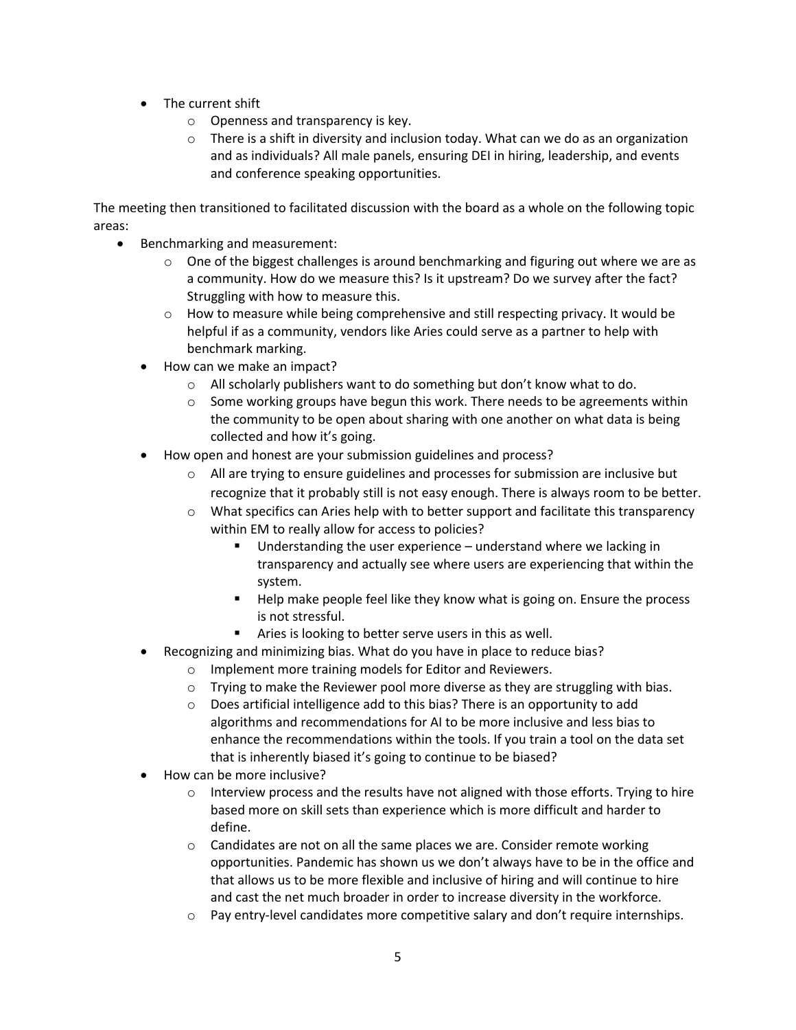- The current shift
  - Openness and transparency is key.
  - There is a shift in diversity and inclusion today. What can we do as an organization and as individuals? All male panels, ensuring DEI in hiring, leadership, and events and conference speaking opportunities.

The meeting then transitioned to facilitated discussion with the board as a whole on the following topic areas:

- Benchmarking and measurement:
  - One of the biggest challenges is around benchmarking and figuring out where we are as a community. How do we measure this? Is it upstream? Do we survey after the fact? Struggling with how to measure this.
  - How to measure while being comprehensive and still respecting privacy. It would be helpful if as a community, vendors like Aries could serve as a partner to help with benchmark marking.
- How can we make an impact?
  - All scholarly publishers want to do something but don't know what to do.
  - Some working groups have begun this work. There needs to be agreements within the community to be open about sharing with one another on what data is being collected and how it's going.
- How open and honest are your submission guidelines and process?
  - All are trying to ensure guidelines and processes for submission are inclusive but recognize that it probably still is not easy enough. There is always room to be better.
  - What specifics can Aries help with to better support and facilitate this transparency within EM to really allow for access to policies?
    - Understanding the user experience – understand where we lacking in transparency and actually see where users are experiencing that within the system.
    - Help make people feel like they know what is going on. Ensure the process is not stressful.
    - Aries is looking to better serve users in this as well.
- Recognizing and minimizing bias. What do you have in place to reduce bias?
  - Implement more training models for Editor and Reviewers.
  - Trying to make the Reviewer pool more diverse as they are struggling with bias.
  - Does artificial intelligence add to this bias? There is an opportunity to add algorithms and recommendations for AI to be more inclusive and less bias to enhance the recommendations within the tools. If you train a tool on the data set that is inherently biased it's going to continue to be biased?
- How can be more inclusive?
  - Interview process and the results have not aligned with those efforts. Trying to hire based more on skill sets than experience which is more difficult and harder to define.
  - Candidates are not on all the same places we are. Consider remote working opportunities. Pandemic has shown us we don't always have to be in the office and that allows us to be more flexible and inclusive of hiring and will continue to hire and cast the net much broader in order to increase diversity in the workforce.
  - Pay entry-level candidates more competitive salary and don't require internships.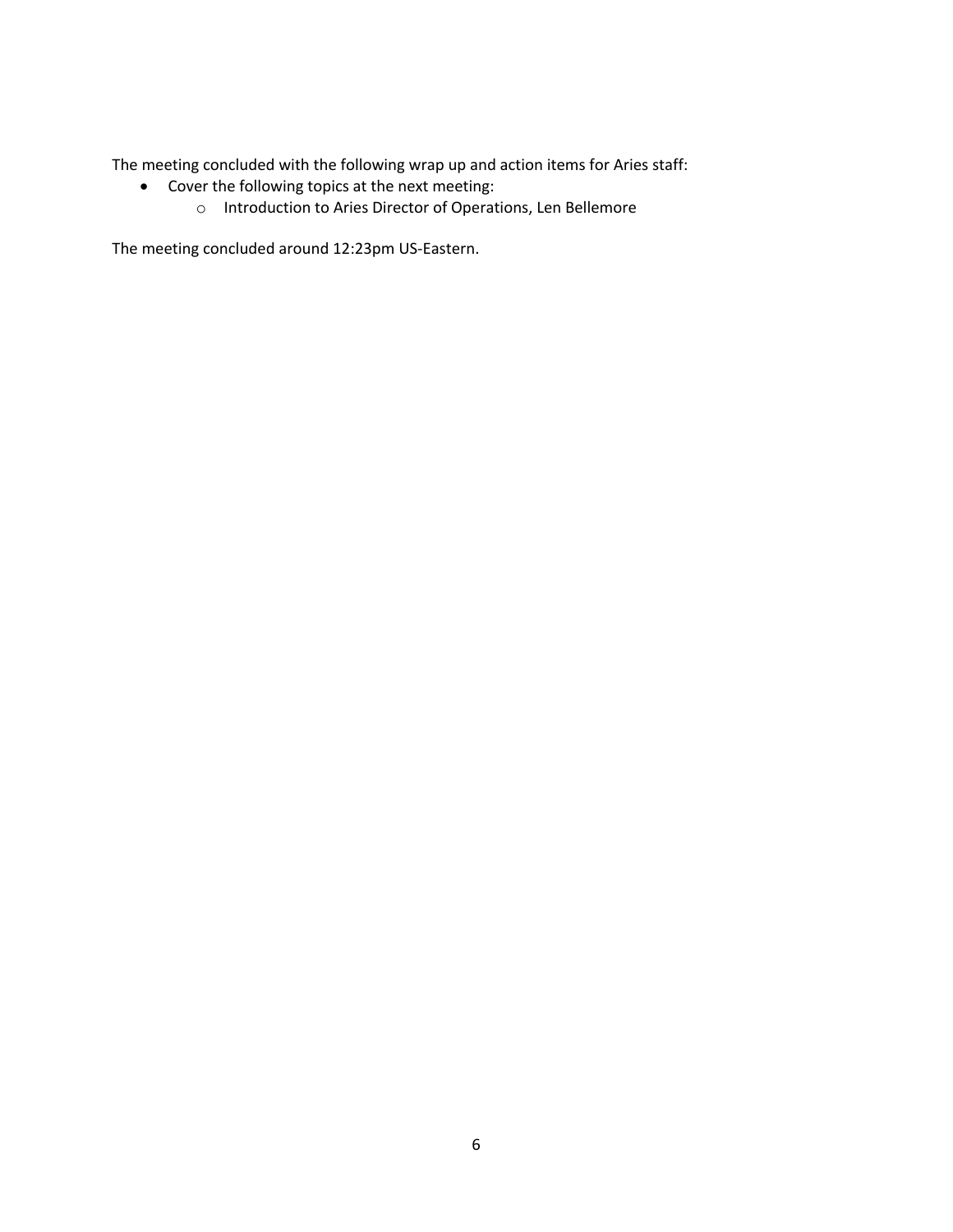The meeting concluded with the following wrap up and action items for Aries staff:

- Cover the following topics at the next meeting:
  - Introduction to Aries Director of Operations, Len Bellemore

The meeting concluded around 12:23pm US-Eastern.